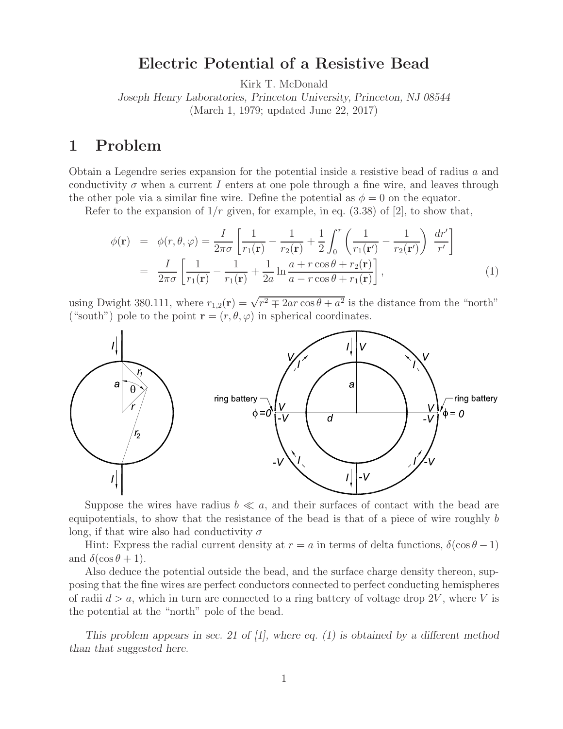# Electric Potential of a Resistive Bead

Kirk T. McDonald

*Joseph Henry Laboratories, Princeton University, Princeton, NJ 08544*

(March 1, 1979; updated June 22, 2017)

## 1 Problem

Obtain a Legendre series expansion for the potential inside a resistive bead of radius $a$ and conductivity $\sigma$ when a current $I$ enters at one pole through a fine wire, and leaves through the other pole via a similar fine wire. Define the potential as $\phi = 0$ on the equator.

Refer to the expansion of $1/r$ given, for example, in eq. (3.38) of [2], to show that,

$$\begin{aligned}
\phi(\mathbf{r}) &= \phi(r, \theta, \varphi) = \frac{I}{2\pi\sigma}\left[\frac{1}{r_1(\mathbf{r})} - \frac{1}{r_2(\mathbf{r})} + \frac{1}{2}\int_0^r \left(\frac{1}{r_1(\mathbf{r}')} - \frac{1}{r_2(\mathbf{r}')}\right)\frac{dr'}{r'}\right] \\
&= \frac{I}{2\pi\sigma}\left[\frac{1}{r_1(\mathbf{r})} - \frac{1}{r_1(\mathbf{r})} + \frac{1}{2a}\ln\frac{a + r\cos\theta + r_2(\mathbf{r})}{a - r\cos\theta + r_1(\mathbf{r})}\right],
\end{aligned} \tag{1}$$

using Dwight 380.111, where $r_{1,2}(\mathbf{r}) = \sqrt{r^2 \mp 2ar\cos\theta + a^2}$ is the distance from the "north" ("south") pole to the point $\mathbf{r} = (r, \theta, \varphi)$ in spherical coordinates.

Suppose the wires have radius $b \ll a$, and their surfaces of contact with the bead are equipotentials, to show that the resistance of the bead is that of a piece of wire roughly $b$ long, if that wire also had conductivity $\sigma$

Hint: Express the radial current density at $r = a$ in terms of delta functions, $\delta(\cos\theta - 1)$ and $\delta(\cos\theta + 1)$.

Also deduce the potential outside the bead, and the surface charge density thereon, supposing that the fine wires are perfect conductors connected to perfect conducting hemispheres of radii $d > a$, which in turn are connected to a ring battery of voltage drop $2V$, where $V$ is the potential at the "north" pole of the bead.

*This problem appears in sec. 21 of [1], where eq. (1) is obtained by a different method than that suggested here.*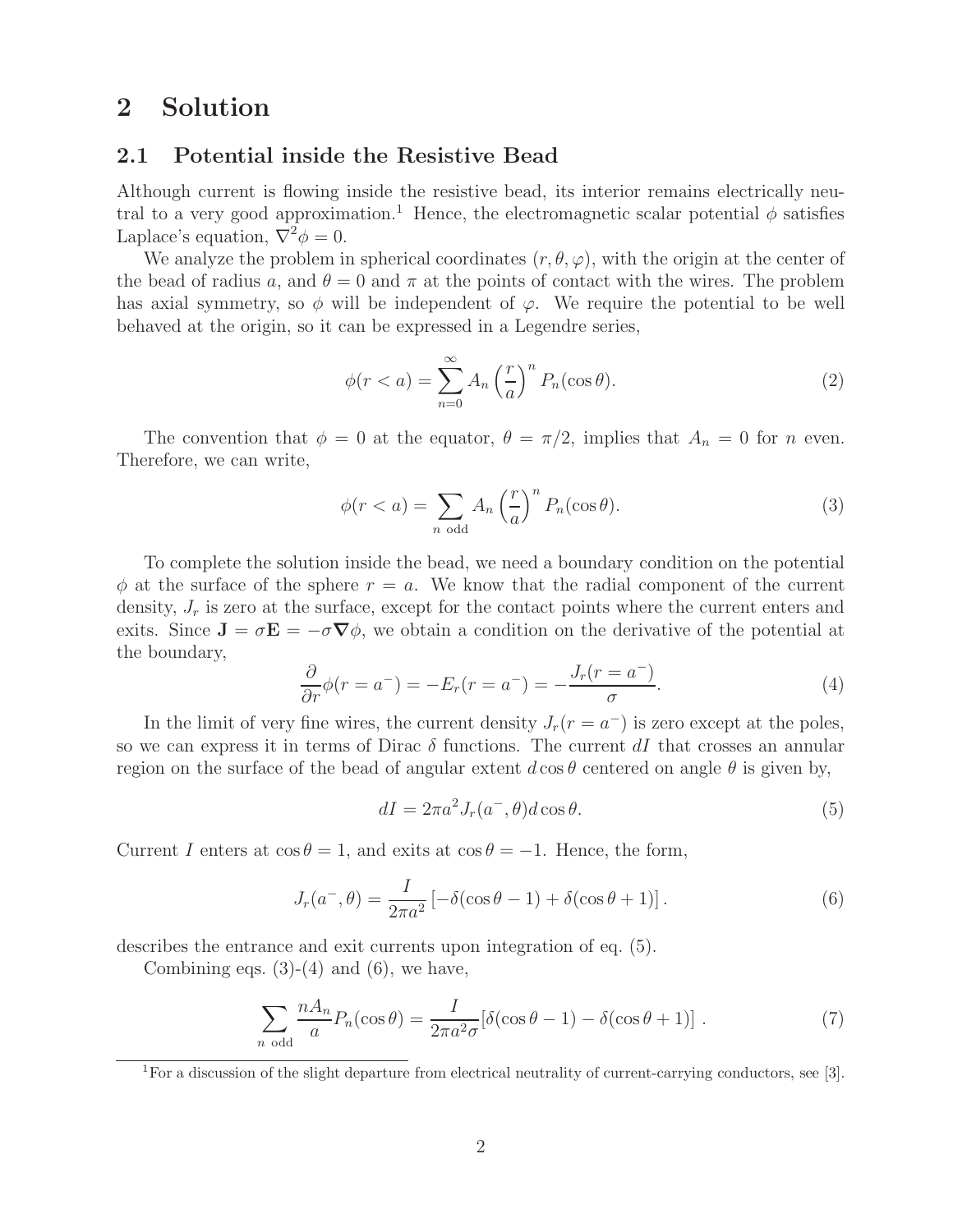## 2 Solution

### 2.1 Potential inside the Resistive Bead

Although current is flowing inside the resistive bead, its interior remains electrically neutral to a very good approximation.[1] Hence, the electromagnetic scalar potential $\phi$ satisfies Laplace's equation, $\nabla^2\phi = 0$.

We analyze the problem in spherical coordinates $(r, \theta, \varphi)$, with the origin at the center of the bead of radius $a$, and $\theta = 0$ and $\pi$ at the points of contact with the wires. The problem has axial symmetry, so $\phi$ will be independent of $\varphi$. We require the potential to be well behaved at the origin, so it can be expressed in a Legendre series,

$$\phi(r < a) = \sum_{n=0}^{\infty} A_n \left(\frac{r}{a}\right)^n P_n(\cos\theta). \tag{2}$$

The convention that $\phi = 0$ at the equator, $\theta = \pi/2$, implies that $A_n = 0$ for $n$ even. Therefore, we can write,

$$\phi(r < a) = \sum_{n \text{ odd}} A_n \left(\frac{r}{a}\right)^n P_n(\cos\theta). \tag{3}$$

To complete the solution inside the bead, we need a boundary condition on the potential $\phi$ at the surface of the sphere $r = a$. We know that the radial component of the current density, $J_r$ is zero at the surface, except for the contact points where the current enters and exits. Since $\mathbf{J} = \sigma\mathbf{E} = -\sigma\boldsymbol{\nabla}\phi$, we obtain a condition on the derivative of the potential at the boundary,

$$\frac{\partial}{\partial r}\phi(r = a^-) = -E_r(r = a^-) = -\frac{J_r(r = a^-)}{\sigma}. \tag{4}$$

In the limit of very fine wires, the current density $J_r(r = a^-)$ is zero except at the poles, so we can express it in terms of Dirac $\delta$ functions. The current $dI$ that crosses an annular region on the surface of the bead of angular extent $d\cos\theta$ centered on angle $\theta$ is given by,

$$dI = 2\pi a^2 J_r(a^-, \theta) d\cos\theta. \tag{5}$$

Current $I$ enters at $\cos\theta = 1$, and exits at $\cos\theta = -1$. Hence, the form,

$$J_r(a^-, \theta) = \frac{I}{2\pi a^2}\left[-\delta(\cos\theta - 1) + \delta(\cos\theta + 1)\right]. \tag{6}$$

describes the entrance and exit currents upon integration of eq. (5).

Combining eqs. (3)-(4) and (6), we have,

$$\sum_{n \text{ odd}} \frac{nA_n}{a} P_n(\cos\theta) = \frac{I}{2\pi a^2 \sigma}[\delta(\cos\theta - 1) - \delta(\cos\theta + 1)]\ . \tag{7}$$

[1] For a discussion of the slight departure from electrical neutrality of current-carrying conductors, see [3].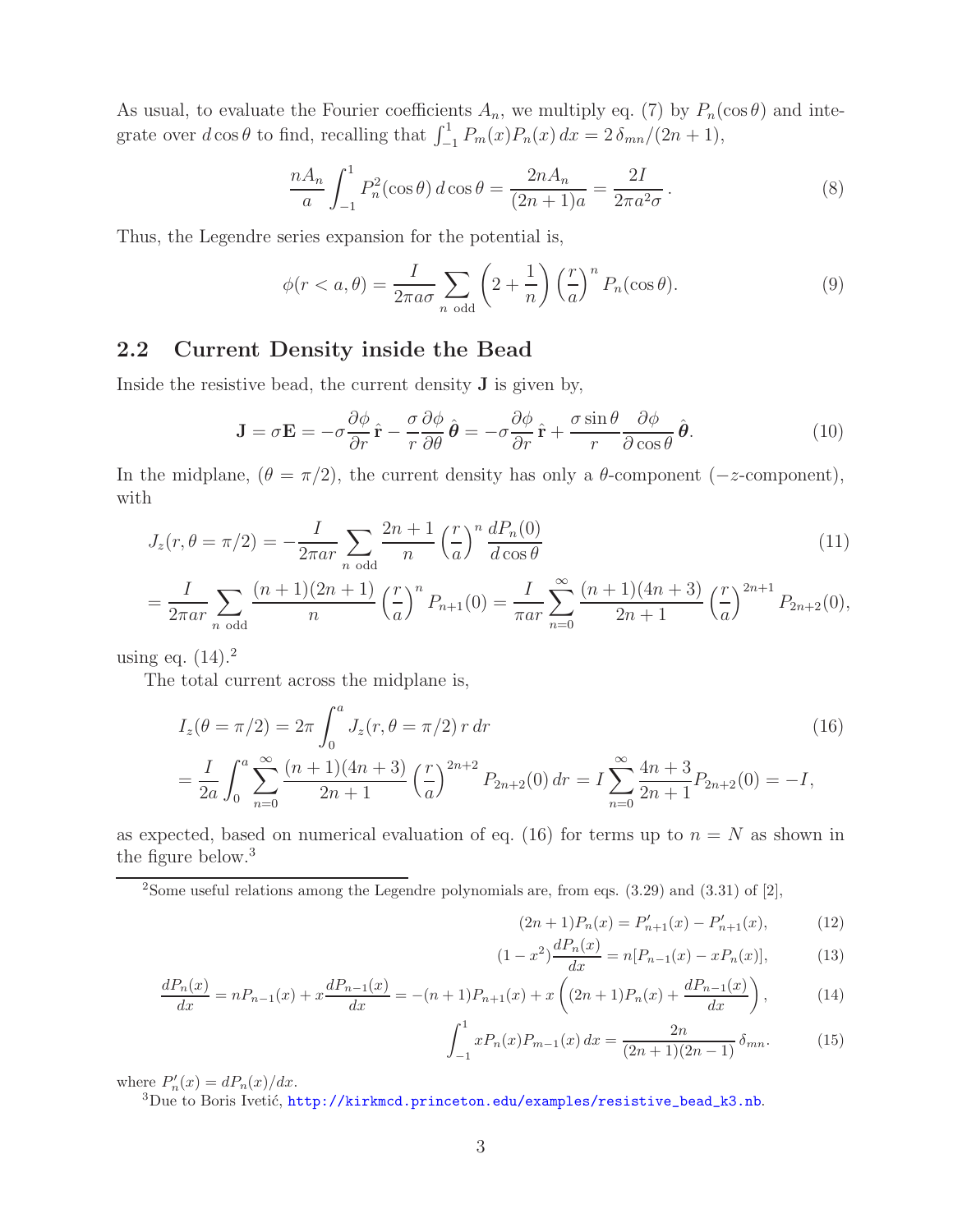As usual, to evaluate the Fourier coefficients $A_n$, we multiply eq. (7) by $P_n(\cos\theta)$ and integrate over $d\cos\theta$ to find, recalling that $\int_{-1}^{1} P_m(x)P_n(x)\,dx = 2\,\delta_{mn}/(2n+1)$,

$$\frac{nA_n}{a}\int_{-1}^{1} P_n^2(\cos\theta)\,d\cos\theta = \frac{2nA_n}{(2n+1)a} = \frac{2I}{2\pi a^2\sigma}\,. \tag{8}$$

Thus, the Legendre series expansion for the potential is,

$$\phi(r<a,\theta) = \frac{I}{2\pi a\sigma}\sum_{n\ \mathrm{odd}}\left(2+\frac{1}{n}\right)\left(\frac{r}{a}\right)^n P_n(\cos\theta). \tag{9}$$

## 2.2 Current Density inside the Bead

Inside the resistive bead, the current density $\mathbf{J}$ is given by,

$$\mathbf{J} = \sigma\mathbf{E} = -\sigma\frac{\partial\phi}{\partial r}\,\hat{\mathbf{r}} - \frac{\sigma}{r}\frac{\partial\phi}{\partial\theta}\,\hat{\boldsymbol{\theta}} = -\sigma\frac{\partial\phi}{\partial r}\,\hat{\mathbf{r}} + \frac{\sigma\sin\theta}{r}\frac{\partial\phi}{\partial\cos\theta}\,\hat{\boldsymbol{\theta}}. \tag{10}$$

In the midplane, ($\theta=\pi/2$), the current density has only a $\theta$-component ($-z$-component), with

$$J_z(r,\theta=\pi/2) = -\frac{I}{2\pi ar}\sum_{n\ \mathrm{odd}}\frac{2n+1}{n}\left(\frac{r}{a}\right)^n\frac{dP_n(0)}{d\cos\theta} \tag{11}$$

$$= \frac{I}{2\pi ar}\sum_{n\ \mathrm{odd}}\frac{(n+1)(2n+1)}{n}\left(\frac{r}{a}\right)^n P_{n+1}(0) = \frac{I}{\pi ar}\sum_{n=0}^{\infty}\frac{(n+1)(4n+3)}{2n+1}\left(\frac{r}{a}\right)^{2n+1}P_{2n+2}(0),$$

using eq. (14).[2]

The total current across the midplane is,

$$I_z(\theta=\pi/2) = 2\pi\int_0^a J_z(r,\theta=\pi/2)\,r\,dr \tag{16}$$

$$= \frac{I}{2a}\int_0^a\sum_{n=0}^{\infty}\frac{(n+1)(4n+3)}{2n+1}\left(\frac{r}{a}\right)^{2n+2}P_{2n+2}(0)\,dr = I\sum_{n=0}^{\infty}\frac{4n+3}{2n+1}P_{2n+2}(0) = -I,$$

as expected, based on numerical evaluation of eq. (16) for terms up to $n=N$ as shown in the figure below.[3]

---

[2] Some useful relations among the Legendre polynomials are, from eqs. (3.29) and (3.31) of [2],

$$(2n+1)P_n(x) = P'_{n+1}(x) - P'_{n+1}(x), \tag{12}$$

$$(1-x^2)\frac{dP_n(x)}{dx} = n[P_{n-1}(x) - xP_n(x)], \tag{13}$$

$$\frac{dP_n(x)}{dx} = nP_{n-1}(x) + x\frac{dP_{n-1}(x)}{dx} = -(n+1)P_{n+1}(x) + x\left((2n+1)P_n(x) + \frac{dP_{n-1}(x)}{dx}\right), \tag{14}$$

$$\int_{-1}^{1} xP_n(x)P_{m-1}(x)\,dx = \frac{2n}{(2n+1)(2n-1)}\,\delta_{mn}. \tag{15}$$

where $P'_n(x) = dP_n(x)/dx$.

[3] Due to Boris Ivetić, http://kirkmcd.princeton.edu/examples/resistive_bead_k3.nb.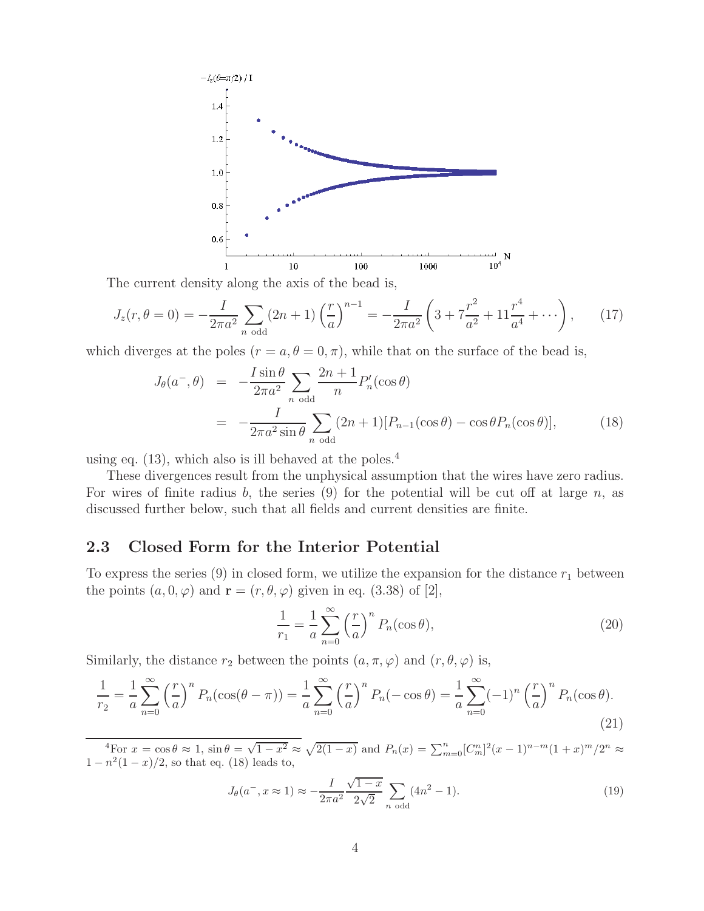The current density along the axis of the bead is,

$$J_z(r,\theta=0) = -\frac{I}{2\pi a^2}\sum_{n\ \mathrm{odd}}(2n+1)\left(\frac{r}{a}\right)^{n-1} = -\frac{I}{2\pi a^2}\left(3+7\frac{r^2}{a^2}+11\frac{r^4}{a^4}+\cdots\right), \tag{17}$$

which diverges at the poles ($r=a, \theta=0,\pi$), while that on the surface of the bead is,

$$\begin{aligned} J_\theta(a^-,\theta) &= -\frac{I\sin\theta}{2\pi a^2}\sum_{n\ \mathrm{odd}}\frac{2n+1}{n}P_n'(\cos\theta) \\ &= -\frac{I}{2\pi a^2\sin\theta}\sum_{n\ \mathrm{odd}}(2n+1)[P_{n-1}(\cos\theta)-\cos\theta P_n(\cos\theta)], \end{aligned} \tag{18}$$

using eq. (13), which also is ill behaved at the poles.[4]

These divergences result from the unphysical assumption that the wires have zero radius. For wires of finite radius $b$, the series (9) for the potential will be cut off at large $n$, as discussed further below, such that all fields and current densities are finite.

## 2.3 Closed Form for the Interior Potential

To express the series (9) in closed form, we utilize the expansion for the distance $r_1$ between the points $(a,0,\varphi)$ and $\mathbf{r}=(r,\theta,\varphi)$ given in eq. (3.38) of [2],

$$\frac{1}{r_1} = \frac{1}{a}\sum_{n=0}^{\infty}\left(\frac{r}{a}\right)^n P_n(\cos\theta), \tag{20}$$

Similarly, the distance $r_2$ between the points $(a,\pi,\varphi)$ and $(r,\theta,\varphi)$ is,

$$\frac{1}{r_2} = \frac{1}{a}\sum_{n=0}^{\infty}\left(\frac{r}{a}\right)^n P_n(\cos(\theta-\pi)) = \frac{1}{a}\sum_{n=0}^{\infty}\left(\frac{r}{a}\right)^n P_n(-\cos\theta) = \frac{1}{a}\sum_{n=0}^{\infty}(-1)^n\left(\frac{r}{a}\right)^n P_n(\cos\theta). \tag{21}$$

---

[4] For $x=\cos\theta\approx 1$, $\sin\theta=\sqrt{1-x^2}\approx\sqrt{2(1-x)}$ and $P_n(x)=\sum_{m=0}^{n}[C_m^n]^2(x-1)^{n-m}(1+x)^m/2^n \approx 1-n^2(1-x)/2$, so that eq. (18) leads to,

$$J_\theta(a^-,x\approx 1)\approx -\frac{I}{2\pi a^2}\frac{\sqrt{1-x}}{2\sqrt{2}}\sum_{n\ \mathrm{odd}}(4n^2-1). \tag{19}$$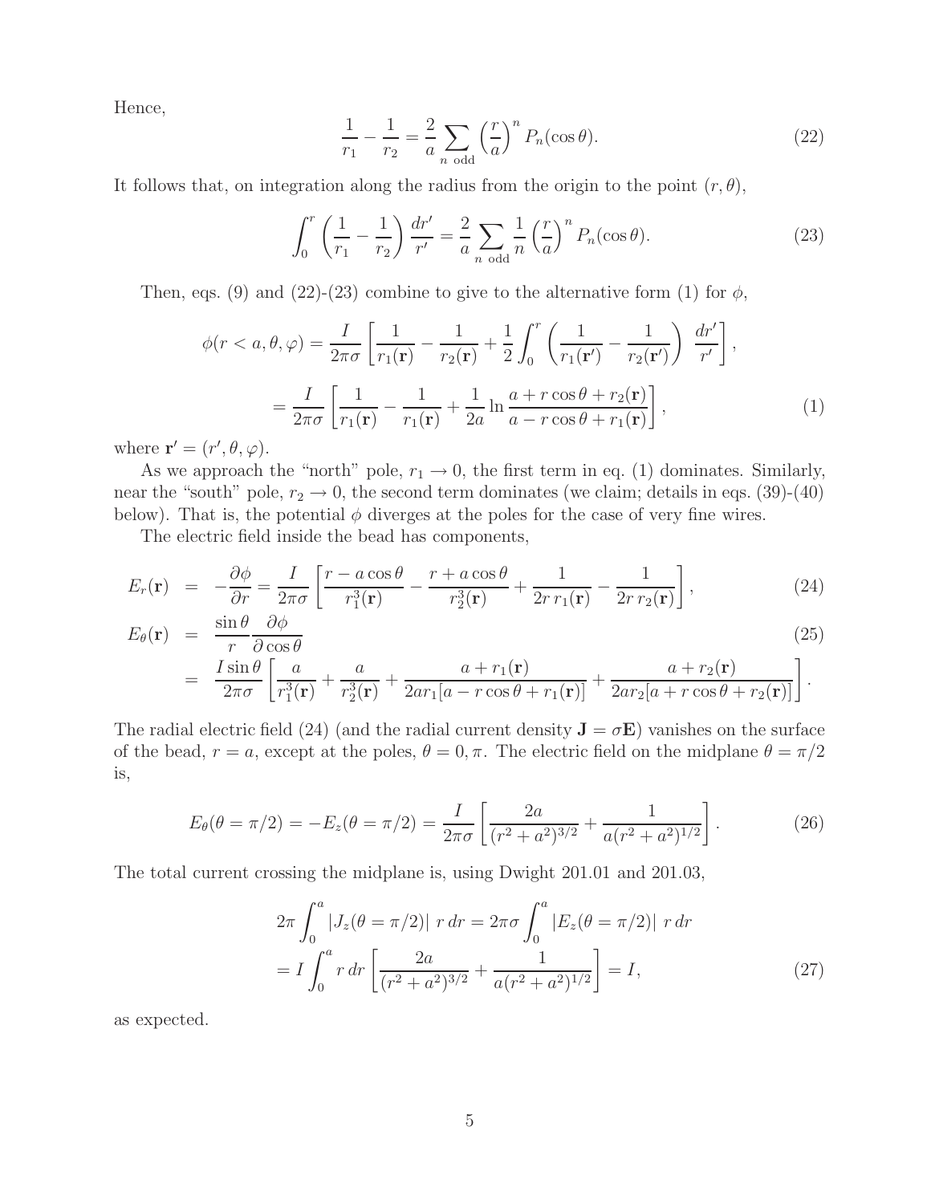Hence,

$$\frac{1}{r_1} - \frac{1}{r_2} = \frac{2}{a} \sum_{n \text{ odd}} \left(\frac{r}{a}\right)^n P_n(\cos\theta). \tag{22}$$

It follows that, on integration along the radius from the origin to the point $(r, \theta)$,

$$\int_0^r \left(\frac{1}{r_1} - \frac{1}{r_2}\right) \frac{dr'}{r'} = \frac{2}{a} \sum_{n \text{ odd}} \frac{1}{n} \left(\frac{r}{a}\right)^n P_n(\cos\theta). \tag{23}$$

Then, eqs. (9) and (22)-(23) combine to give to the alternative form (1) for $\phi$,

$$\begin{aligned}
\phi(r < a, \theta, \varphi) &= \frac{I}{2\pi\sigma}\left[\frac{1}{r_1(\mathbf{r})} - \frac{1}{r_2(\mathbf{r})} + \frac{1}{2}\int_0^r \left(\frac{1}{r_1(\mathbf{r}')} - \frac{1}{r_2(\mathbf{r}')}\right) \frac{dr'}{r'}\right], \\
&= \frac{I}{2\pi\sigma}\left[\frac{1}{r_1(\mathbf{r})} - \frac{1}{r_1(\mathbf{r})} + \frac{1}{2a} \ln \frac{a + r\cos\theta + r_2(\mathbf{r})}{a - r\cos\theta + r_1(\mathbf{r})}\right],
\end{aligned} \tag{1}$$

where $\mathbf{r}' = (r', \theta, \varphi)$.

As we approach the "north" pole, $r_1 \to 0$, the first term in eq. (1) dominates. Similarly, near the "south" pole, $r_2 \to 0$, the second term dominates (we claim; details in eqs. (39)-(40) below). That is, the potential $\phi$ diverges at the poles for the case of very fine wires.

The electric field inside the bead has components,

$$E_r(\mathbf{r}) = -\frac{\partial\phi}{\partial r} = \frac{I}{2\pi\sigma}\left[\frac{r - a\cos\theta}{r_1^3(\mathbf{r})} - \frac{r + a\cos\theta}{r_2^3(\mathbf{r})} + \frac{1}{2r\, r_1(\mathbf{r})} - \frac{1}{2r\, r_2(\mathbf{r})}\right], \tag{24}$$

$$\begin{aligned}
E_\theta(\mathbf{r}) &= \frac{\sin\theta}{r} \frac{\partial\phi}{\partial\cos\theta} \\
&= \frac{I\sin\theta}{2\pi\sigma}\left[\frac{a}{r_1^3(\mathbf{r})} + \frac{a}{r_2^3(\mathbf{r})} + \frac{a + r_1(\mathbf{r})}{2ar_1[a - r\cos\theta + r_1(\mathbf{r})]} + \frac{a + r_2(\mathbf{r})}{2ar_2[a + r\cos\theta + r_2(\mathbf{r})]}\right].
\end{aligned} \tag{25}$$

The radial electric field (24) (and the radial current density $\mathbf{J} = \sigma\mathbf{E}$) vanishes on the surface of the bead, $r = a$, except at the poles, $\theta = 0, \pi$. The electric field on the midplane $\theta = \pi/2$ is,

$$E_\theta(\theta = \pi/2) = -E_z(\theta = \pi/2) = \frac{I}{2\pi\sigma}\left[\frac{2a}{(r^2 + a^2)^{3/2}} + \frac{1}{a(r^2 + a^2)^{1/2}}\right]. \tag{26}$$

The total current crossing the midplane is, using Dwight 201.01 and 201.03,

$$\begin{aligned}
&2\pi\int_0^a |J_z(\theta = \pi/2)|\ r\, dr = 2\pi\sigma\int_0^a |E_z(\theta = \pi/2)|\ r\, dr \\
&= I\int_0^a r\, dr\left[\frac{2a}{(r^2 + a^2)^{3/2}} + \frac{1}{a(r^2 + a^2)^{1/2}}\right] = I,
\end{aligned} \tag{27}$$

as expected.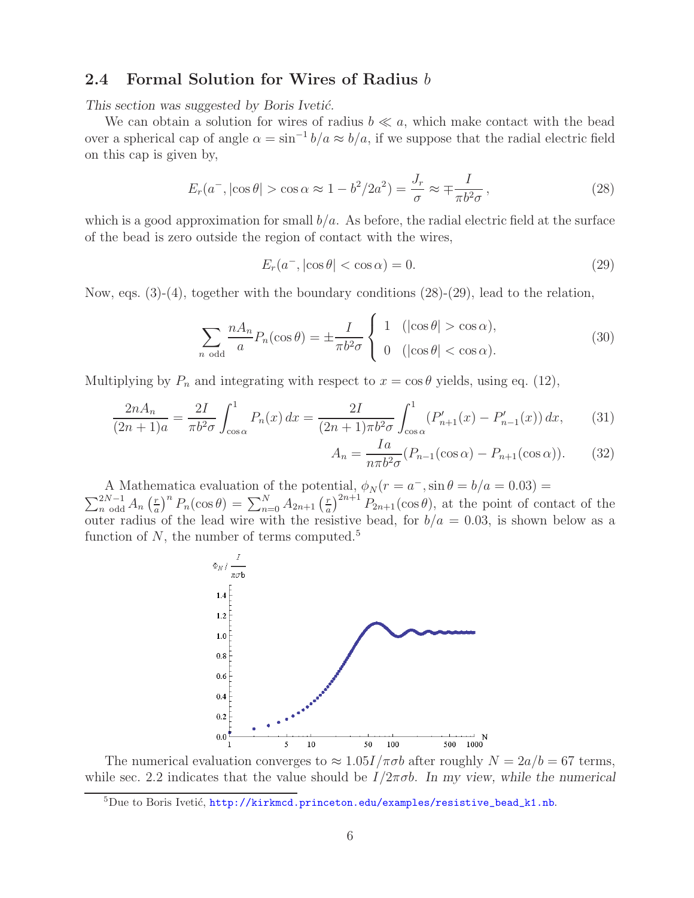## 2.4 Formal Solution for Wires of Radius $b$

*This section was suggested by Boris Ivetić.*

We can obtain a solution for wires of radius $b \ll a$, which make contact with the bead over a spherical cap of angle $\alpha = \sin^{-1} b/a \approx b/a$, if we suppose that the radial electric field on this cap is given by,

$$E_r(a^-, |\cos\theta| > \cos\alpha \approx 1 - b^2/2a^2) = \frac{J_r}{\sigma} \approx \mp \frac{I}{\pi b^2 \sigma}\,, \tag{28}$$

which is a good approximation for small $b/a$. As before, the radial electric field at the surface of the bead is zero outside the region of contact with the wires,

$$E_r(a^-, |\cos\theta| < \cos\alpha) = 0. \tag{29}$$

Now, eqs. (3)-(4), together with the boundary conditions (28)-(29), lead to the relation,

$$\sum_{n \text{ odd}} \frac{nA_n}{a} P_n(\cos\theta) = \pm \frac{I}{\pi b^2 \sigma} \begin{cases} 1 & (|\cos\theta| > \cos\alpha), \\ 0 & (|\cos\theta| < \cos\alpha). \end{cases} \tag{30}$$

Multiplying by $P_n$ and integrating with respect to $x = \cos\theta$ yields, using eq. (12),

$$\frac{2nA_n}{(2n+1)a} = \frac{2I}{\pi b^2 \sigma} \int_{\cos\alpha}^{1} P_n(x)\, dx = \frac{2I}{(2n+1)\pi b^2 \sigma} \int_{\cos\alpha}^{1} (P'_{n+1}(x) - P'_{n-1}(x))\, dx, \tag{31}$$

$$A_n = \frac{Ia}{n\pi b^2 \sigma}(P_{n-1}(\cos\alpha) - P_{n+1}(\cos\alpha)). \tag{32}$$

A Mathematica evaluation of the potential, $\phi_N(r = a^-, \sin\theta = b/a = 0.03) = \sum_{n \text{ odd}}^{2N-1} A_n \left(\frac{r}{a}\right)^n P_n(\cos\theta) = \sum_{n=0}^{N} A_{2n+1} \left(\frac{r}{a}\right)^{2n+1} P_{2n+1}(\cos\theta)$, at the point of contact of the outer radius of the lead wire with the resistive bead, for $b/a = 0.03$, is shown below as a function of $N$, the number of terms computed.[5]

The numerical evaluation converges to $\approx 1.05 I/\pi\sigma b$ after roughly $N = 2a/b = 67$ terms, while sec. 2.2 indicates that the value should be $I/2\pi\sigma b$. *In my view, while the numerical*

[5] Due to Boris Ivetić, http://kirkmcd.princeton.edu/examples/resistive_bead_k1.nb.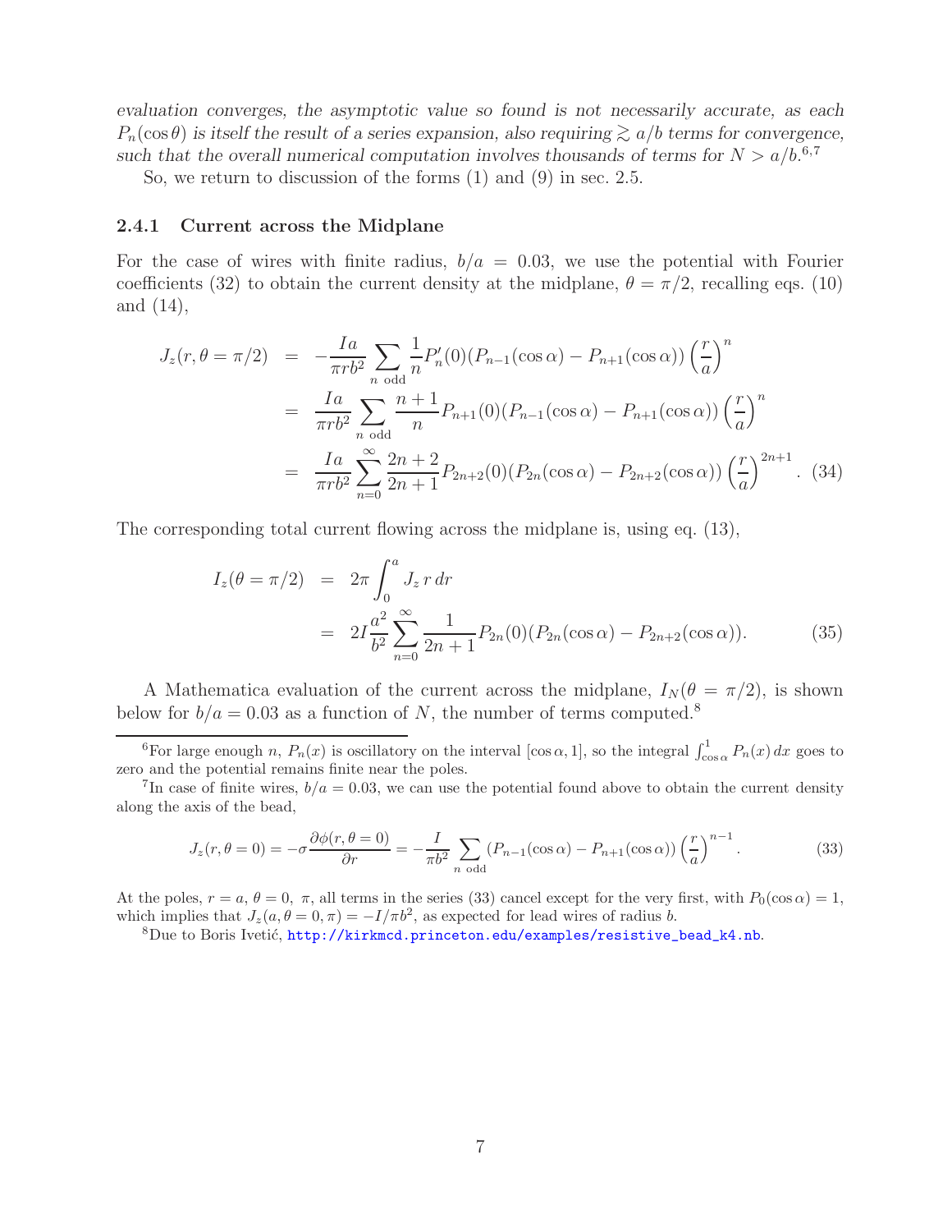*evaluation converges, the asymptotic value so found is not necessarily accurate, as each $P_n(\cos\theta)$ is itself the result of a series expansion, also requiring $\gtrsim a/b$ terms for convergence, such that the overall numerical computation involves thousands of terms for $N > a/b$.*[6,7]

So, we return to discussion of the forms (1) and (9) in sec. 2.5.

### 2.4.1 Current across the Midplane

For the case of wires with finite radius, $b/a = 0.03$, we use the potential with Fourier coefficients (32) to obtain the current density at the midplane, $\theta = \pi/2$, recalling eqs. (10) and (14),

$$
\begin{aligned}
J_z(r, \theta = \pi/2) &= -\frac{Ia}{\pi r b^2} \sum_{n \text{ odd}} \frac{1}{n} P_n'(0)(P_{n-1}(\cos\alpha) - P_{n+1}(\cos\alpha)) \left(\frac{r}{a}\right)^n \\
&= \frac{Ia}{\pi r b^2} \sum_{n \text{ odd}} \frac{n+1}{n} P_{n+1}(0)(P_{n-1}(\cos\alpha) - P_{n+1}(\cos\alpha)) \left(\frac{r}{a}\right)^n \\
&= \frac{Ia}{\pi r b^2} \sum_{n=0}^{\infty} \frac{2n+2}{2n+1} P_{2n+2}(0)(P_{2n}(\cos\alpha) - P_{2n+2}(\cos\alpha)) \left(\frac{r}{a}\right)^{2n+1}. \quad (34)
\end{aligned}
$$

The corresponding total current flowing across the midplane is, using eq. (13),

$$
\begin{aligned}
I_z(\theta = \pi/2) &= 2\pi \int_0^a J_z \, r \, dr \\
&= 2I \frac{a^2}{b^2} \sum_{n=0}^{\infty} \frac{1}{2n+1} P_{2n}(0)(P_{2n}(\cos\alpha) - P_{2n+2}(\cos\alpha)). \quad (35)
\end{aligned}
$$

A Mathematica evaluation of the current across the midplane, $I_N(\theta = \pi/2)$, is shown below for $b/a = 0.03$ as a function of $N$, the number of terms computed.[8]

---

[6] For large enough $n$, $P_n(x)$ is oscillatory on the interval $[\cos\alpha, 1]$, so the integral $\int_{\cos\alpha}^1 P_n(x)\,dx$ goes to zero and the potential remains finite near the poles.

[7] In case of finite wires, $b/a = 0.03$, we can use the potential found above to obtain the current density along the axis of the bead,

$$
J_z(r, \theta = 0) = -\sigma \frac{\partial \phi(r, \theta = 0)}{\partial r} = -\frac{I}{\pi b^2} \sum_{n \text{ odd}} (P_{n-1}(\cos\alpha) - P_{n+1}(\cos\alpha)) \left(\frac{r}{a}\right)^{n-1}. \quad (33)
$$

At the poles, $r = a$, $\theta = 0$, $\pi$, all terms in the series (33) cancel except for the very first, with $P_0(\cos\alpha) = 1$, which implies that $J_z(a, \theta = 0, \pi) = -I/\pi b^2$, as expected for lead wires of radius $b$.

[8] Due to Boris Ivetić, http://kirkmcd.princeton.edu/examples/resistive_bead_k4.nb.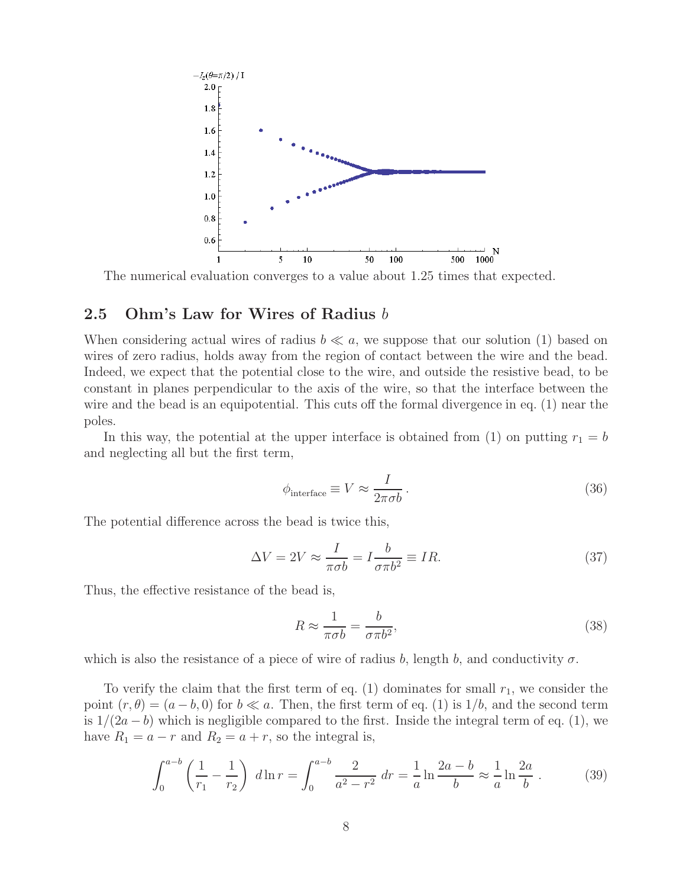The numerical evaluation converges to a value about 1.25 times that expected.

## 2.5 Ohm's Law for Wires of Radius $b$

When considering actual wires of radius $b \ll a$, we suppose that our solution (1) based on wires of zero radius, holds away from the region of contact between the wire and the bead. Indeed, we expect that the potential close to the wire, and outside the resistive bead, to be constant in planes perpendicular to the axis of the wire, so that the interface between the wire and the bead is an equipotential. This cuts off the formal divergence in eq. (1) near the poles.

In this way, the potential at the upper interface is obtained from (1) on putting $r_1 = b$ and neglecting all but the first term,

$$\phi_{\rm interface} \equiv V \approx \frac{I}{2\pi\sigma b} \,. \tag{36}$$

The potential difference across the bead is twice this,

$$\Delta V = 2V \approx \frac{I}{\pi\sigma b} = I\frac{b}{\sigma\pi b^2} \equiv IR. \tag{37}$$

Thus, the effective resistance of the bead is,

$$R \approx \frac{1}{\pi\sigma b} = \frac{b}{\sigma\pi b^2}, \tag{38}$$

which is also the resistance of a piece of wire of radius $b$, length $b$, and conductivity $\sigma$.

To verify the claim that the first term of eq. (1) dominates for small $r_1$, we consider the point $(r,\theta) = (a-b, 0)$ for $b \ll a$. Then, the first term of eq. (1) is $1/b$, and the second term is $1/(2a-b)$ which is negligible compared to the first. Inside the integral term of eq. (1), we have $R_1 = a - r$ and $R_2 = a + r$, so the integral is,

$$\int_0^{a-b} \left(\frac{1}{r_1} - \frac{1}{r_2}\right)\, d\ln r = \int_0^{a-b} \frac{2}{a^2 - r^2}\, dr = \frac{1}{a}\ln\frac{2a-b}{b} \approx \frac{1}{a}\ln\frac{2a}{b}\,. \tag{39}$$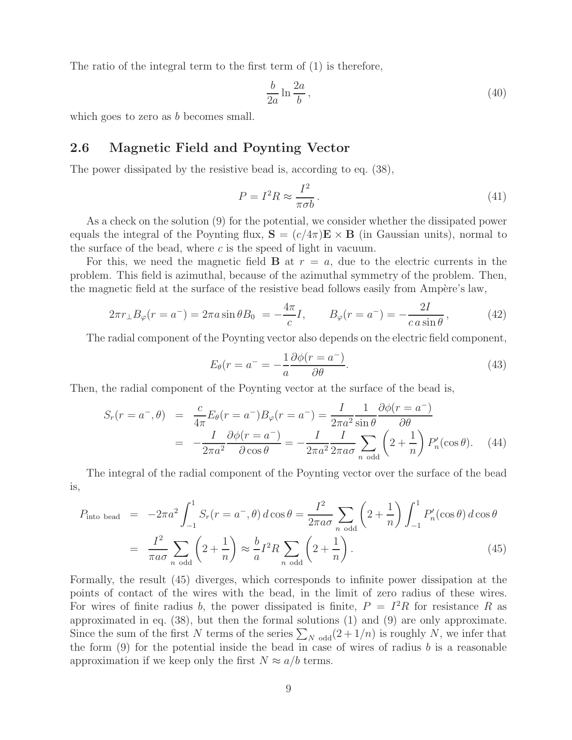The ratio of the integral term to the first term of (1) is therefore,

$$\frac{b}{2a} \ln \frac{2a}{b}\,, \tag{40}$$

which goes to zero as $b$ becomes small.

## 2.6 Magnetic Field and Poynting Vector

The power dissipated by the resistive bead is, according to eq. (38),

$$P = I^2 R \approx \frac{I^2}{\pi \sigma b}\,. \tag{41}$$

As a check on the solution (9) for the potential, we consider whether the dissipated power equals the integral of the Poynting flux, $\mathbf{S} = (c/4\pi)\mathbf{E} \times \mathbf{B}$ (in Gaussian units), normal to the surface of the bead, where $c$ is the speed of light in vacuum.

For this, we need the magnetic field $\mathbf{B}$ at $r = a$, due to the electric currents in the problem. This field is azimuthal, because of the azimuthal symmetry of the problem. Then, the magnetic field at the surface of the resistive bead follows easily from Ampère's law,

$$2\pi r_\perp B_\varphi(r = a^-) = 2\pi a \sin\theta B_0 \; = -\frac{4\pi}{c} I, \qquad B_\varphi(r = a^-) = -\frac{2I}{c\, a \sin\theta}\,, \tag{42}$$

The radial component of the Poynting vector also depends on the electric field component,

$$E_\theta(r = a^- = -\frac{1}{a}\frac{\partial \phi(r = a^-)}{\partial \theta}. \tag{43}$$

Then, the radial component of the Poynting vector at the surface of the bead is,

$$\begin{aligned} S_r(r = a^-, \theta) &= \frac{c}{4\pi} E_\theta(r = a^-) B_\varphi(r = a^-) = \frac{I}{2\pi a^2}\frac{1}{\sin\theta}\frac{\partial \phi(r = a^-)}{\partial \theta} \\ &= -\frac{I}{2\pi a^2}\frac{\partial \phi(r = a^-)}{\partial \cos\theta} = -\frac{I}{2\pi a^2}\frac{I}{2\pi a \sigma}\sum_{n \text{ odd}} \left(2 + \frac{1}{n}\right) P_n'(\cos\theta). \end{aligned} \tag{44}$$

The integral of the radial component of the Poynting vector over the surface of the bead is,

$$\begin{aligned} P_{\text{into bead}} &= -2\pi a^2 \int_{-1}^{1} S_r(r = a^-, \theta)\, d\cos\theta = \frac{I^2}{2\pi a \sigma}\sum_{n \text{ odd}} \left(2 + \frac{1}{n}\right) \int_{-1}^{1} P_n'(\cos\theta)\, d\cos\theta \\ &= \frac{I^2}{\pi a \sigma}\sum_{n \text{ odd}} \left(2 + \frac{1}{n}\right) \approx \frac{b}{a} I^2 R \sum_{n \text{ odd}} \left(2 + \frac{1}{n}\right). \end{aligned} \tag{45}$$

Formally, the result (45) diverges, which corresponds to infinite power dissipation at the points of contact of the wires with the bead, in the limit of zero radius of these wires. For wires of finite radius $b$, the power dissipated is finite, $P = I^2 R$ for resistance $R$ as approximated in eq. (38), but then the formal solutions (1) and (9) are only approximate. Since the sum of the first $N$ terms of the series $\sum_{N \text{ odd}}(2 + 1/n)$ is roughly $N$, we infer that the form (9) for the potential inside the bead in case of wires of radius $b$ is a reasonable approximation if we keep only the first $N \approx a/b$ terms.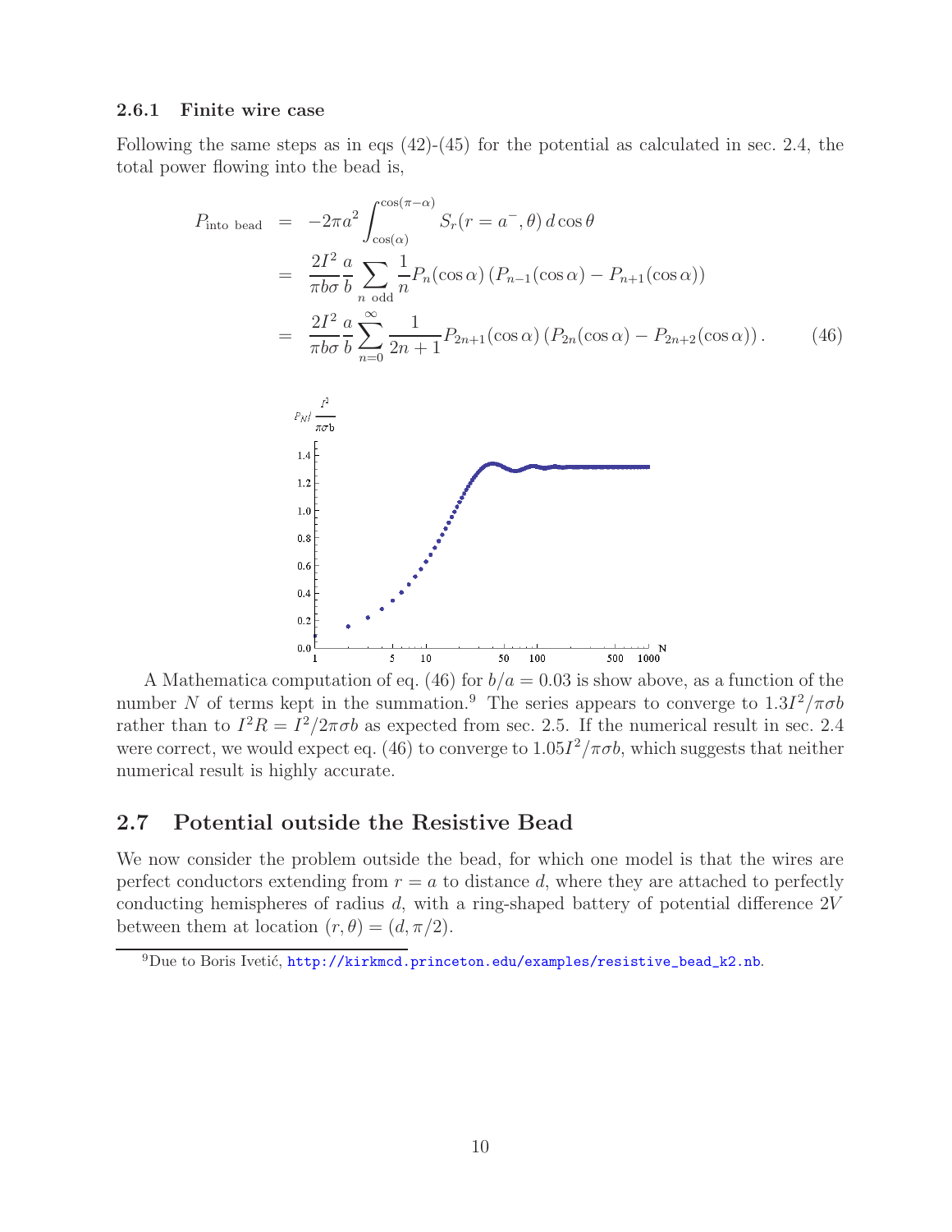### 2.6.1 Finite wire case

Following the same steps as in eqs (42)-(45) for the potential as calculated in sec. 2.4, the total power flowing into the bead is,

$$
\begin{aligned}
P_{\text{into bead}} &= -2\pi a^2 \int_{\cos(\alpha)}^{\cos(\pi-\alpha)} S_r(r = a^-, \theta)\, d\cos\theta \\
&= \frac{2I^2}{\pi b \sigma} \frac{a}{b} \sum_{n \text{ odd}} \frac{1}{n} P_n(\cos\alpha) \left(P_{n-1}(\cos\alpha) - P_{n+1}(\cos\alpha)\right) \\
&= \frac{2I^2}{\pi b \sigma} \frac{a}{b} \sum_{n=0}^{\infty} \frac{1}{2n+1} P_{2n+1}(\cos\alpha) \left(P_{2n}(\cos\alpha) - P_{2n+2}(\cos\alpha)\right). \qquad (46)
\end{aligned}
$$

A Mathematica computation of eq. (46) for $b/a = 0.03$ is show above, as a function of the number $N$ of terms kept in the summation.[9] The series appears to converge to $1.3 I^2/\pi\sigma b$ rather than to $I^2 R = I^2/2\pi\sigma b$ as expected from sec. 2.5. If the numerical result in sec. 2.4 were correct, we would expect eq. (46) to converge to $1.05 I^2/\pi\sigma b$, which suggests that neither numerical result is highly accurate.

## 2.7 Potential outside the Resistive Bead

We now consider the problem outside the bead, for which one model is that the wires are perfect conductors extending from $r = a$ to distance $d$, where they are attached to perfectly conducting hemispheres of radius $d$, with a ring-shaped battery of potential difference $2V$ between them at location $(r, \theta) = (d, \pi/2)$.

[9] Due to Boris Ivetić, http://kirkmcd.princeton.edu/examples/resistive_bead_k2.nb.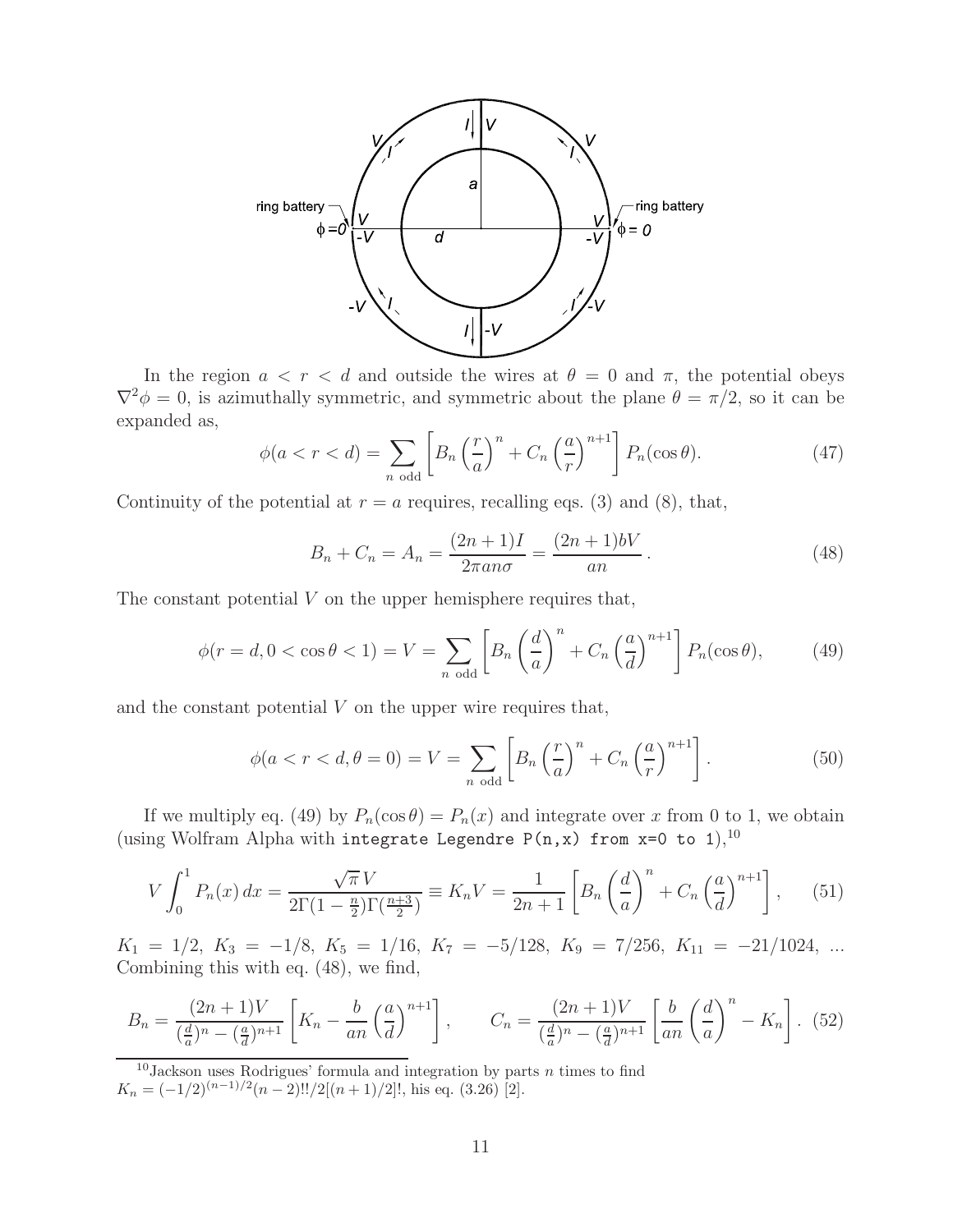In the region $a < r < d$ and outside the wires at $\theta = 0$ and $\pi$, the potential obeys $\nabla^2\phi = 0$, is azimuthally symmetric, and symmetric about the plane $\theta = \pi/2$, so it can be expanded as,

$$\phi(a < r < d) = \sum_{n \text{ odd}} \left[ B_n \left(\frac{r}{a}\right)^n + C_n \left(\frac{a}{r}\right)^{n+1} \right] P_n(\cos\theta). \tag{47}$$

Continuity of the potential at $r = a$ requires, recalling eqs. (3) and (8), that,

$$B_n + C_n = A_n = \frac{(2n+1)I}{2\pi a n \sigma} = \frac{(2n+1)bV}{an}\,. \tag{48}$$

The constant potential $V$ on the upper hemisphere requires that,

$$\phi(r = d, 0 < \cos\theta < 1) = V = \sum_{n \text{ odd}} \left[ B_n \left(\frac{d}{a}\right)^n + C_n \left(\frac{a}{d}\right)^{n+1} \right] P_n(\cos\theta), \tag{49}$$

and the constant potential $V$ on the upper wire requires that,

$$\phi(a < r < d, \theta = 0) = V = \sum_{n \text{ odd}} \left[ B_n \left(\frac{r}{a}\right)^n + C_n \left(\frac{a}{r}\right)^{n+1} \right]. \tag{50}$$

If we multiply eq. (49) by $P_n(\cos\theta) = P_n(x)$ and integrate over $x$ from 0 to 1, we obtain (using Wolfram Alpha with `integrate Legendre P(n,x) from x=0 to 1`),[10]

$$V\int_0^1 P_n(x)\,dx = \frac{\sqrt{\pi}\,V}{2\Gamma(1-\frac{n}{2})\Gamma(\frac{n+3}{2})} \equiv K_n V = \frac{1}{2n+1}\left[ B_n \left(\frac{d}{a}\right)^n + C_n \left(\frac{a}{d}\right)^{n+1} \right], \tag{51}$$

$K_1 = 1/2$, $K_3 = -1/8$, $K_5 = 1/16$, $K_7 = -5/128$, $K_9 = 7/256$, $K_{11} = -21/1024$, ... Combining this with eq. (48), we find,

$$B_n = \frac{(2n+1)V}{(\frac{d}{a})^n - (\frac{a}{d})^{n+1}} \left[ K_n - \frac{b}{an}\left(\frac{a}{d}\right)^{n+1} \right], \qquad C_n = \frac{(2n+1)V}{(\frac{d}{a})^n - (\frac{a}{d})^{n+1}} \left[ \frac{b}{an}\left(\frac{d}{a}\right)^{n} - K_n \right]. \tag{52}$$

[10] Jackson uses Rodrigues' formula and integration by parts $n$ times to find $K_n = (-1/2)^{(n-1)/2}(n-2)!!/2[(n+1)/2]!$, his eq. (3.26) [2].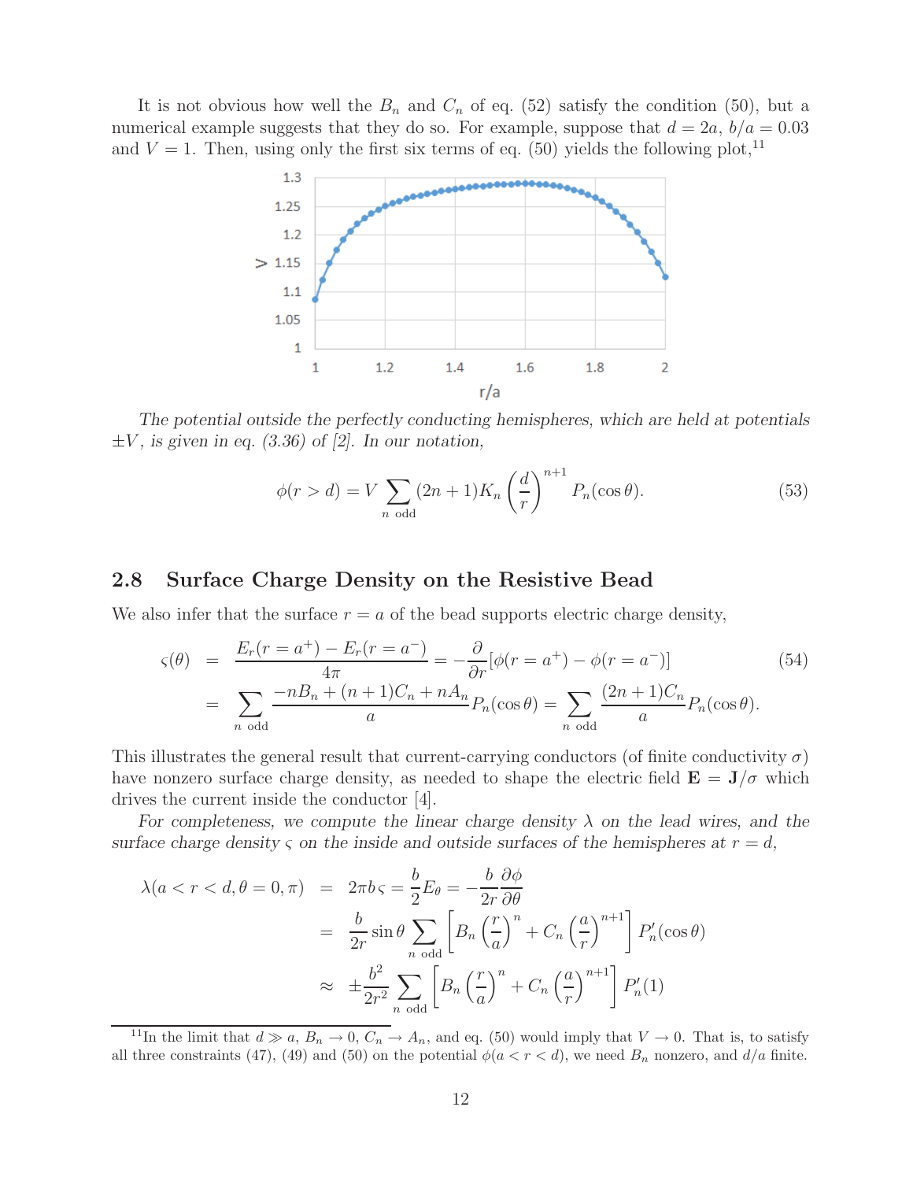It is not obvious how well the $B_n$ and $C_n$ of eq. (52) satisfy the condition (50), but a numerical example suggests that they do so. For example, suppose that $d = 2a$, $b/a = 0.03$ and $V = 1$. Then, using only the first six terms of eq. (50) yields the following plot,[11]

*The potential outside the perfectly conducting hemispheres, which are held at potentials* $\pm V$, *is given in eq. (3.36) of [2]. In our notation,*

$$\phi(r > d) = V \sum_{n \text{ odd}} (2n+1) K_n \left(\frac{d}{r}\right)^{n+1} P_n(\cos\theta). \tag{53}$$

## 2.8 Surface Charge Density on the Resistive Bead

We also infer that the surface $r = a$ of the bead supports electric charge density,

$$\begin{aligned} \varsigma(\theta) &= \frac{E_r(r = a^+) - E_r(r = a^-)}{4\pi} = -\frac{\partial}{\partial r}[\phi(r = a^+) - \phi(r = a^-)] \\ &= \sum_{n \text{ odd}} \frac{-nB_n + (n+1)C_n + nA_n}{a} P_n(\cos\theta) = \sum_{n \text{ odd}} \frac{(2n+1)C_n}{a} P_n(\cos\theta). \end{aligned} \tag{54}$$

This illustrates the general result that current-carrying conductors (of finite conductivity $\sigma$) have nonzero surface charge density, as needed to shape the electric field $\mathbf{E} = \mathbf{J}/\sigma$ which drives the current inside the conductor [4].

*For completeness, we compute the linear charge density* $\lambda$ *on the lead wires, and the surface charge density* $\varsigma$ *on the inside and outside surfaces of the hemispheres at* $r = d$,

$$\begin{aligned} \lambda(a < r < d, \theta = 0, \pi) &= 2\pi b \varsigma = \frac{b}{2} E_\theta = -\frac{b}{2r}\frac{\partial \phi}{\partial \theta} \\ &= \frac{b}{2r} \sin\theta \sum_{n \text{ odd}} \left[ B_n \left(\frac{r}{a}\right)^n + C_n \left(\frac{a}{r}\right)^{n+1} \right] P_n'(\cos\theta) \\ &\approx \pm \frac{b^2}{2r^2} \sum_{n \text{ odd}} \left[ B_n \left(\frac{r}{a}\right)^n + C_n \left(\frac{a}{r}\right)^{n+1} \right] P_n'(1) \end{aligned}$$

[11] In the limit that $d \gg a$, $B_n \to 0$, $C_n \to A_n$, and eq. (50) would imply that $V \to 0$. That is, to satisfy all three constraints (47), (49) and (50) on the potential $\phi(a < r < d)$, we need $B_n$ nonzero, and $d/a$ finite.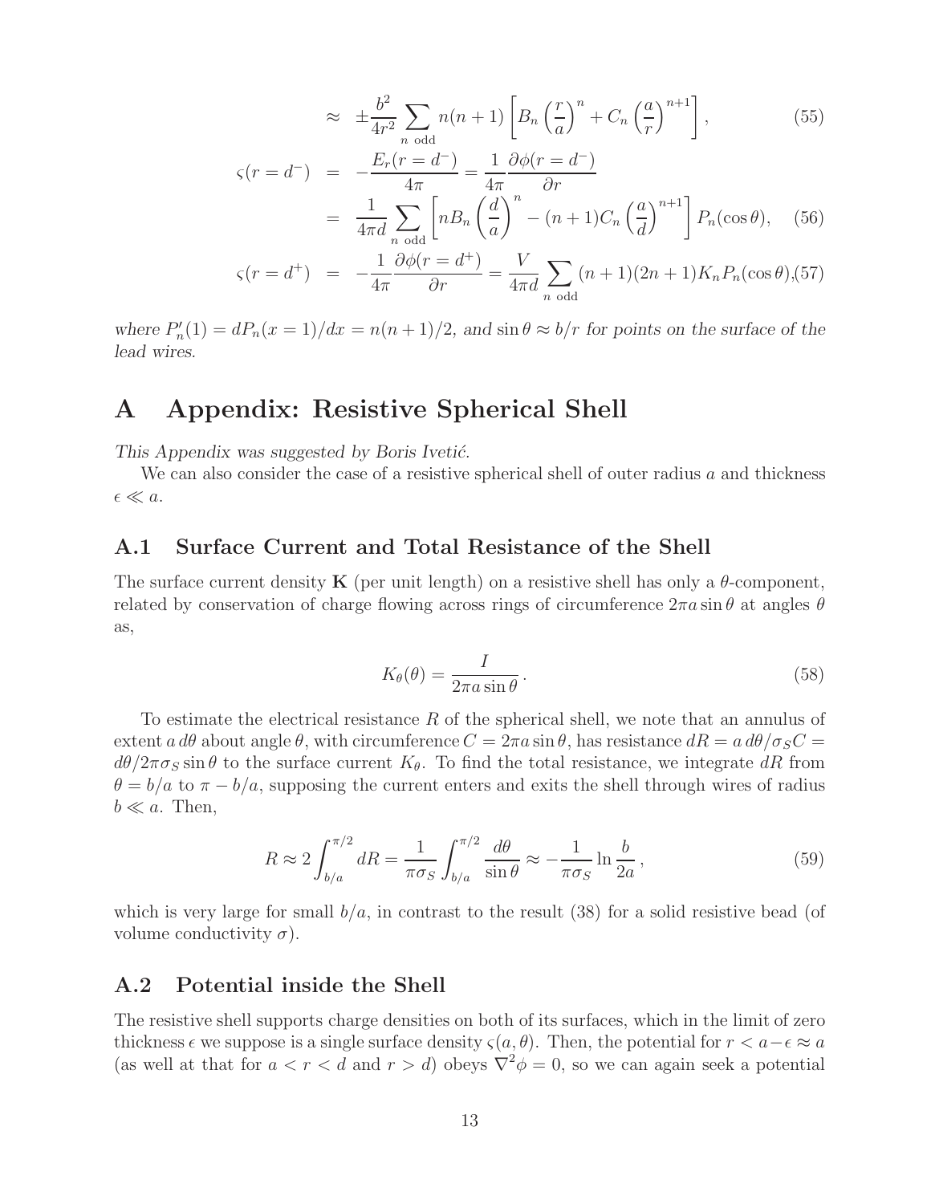$$\approx \pm\frac{b^2}{4r^2}\sum_{n \text{ odd}} n(n+1)\left[B_n\left(\frac{r}{a}\right)^n + C_n\left(\frac{a}{r}\right)^{n+1}\right], \tag{55}$$

$$\varsigma(r=d^-) = -\frac{E_r(r=d^-)}{4\pi} = \frac{1}{4\pi}\frac{\partial\phi(r=d^-)}{\partial r}$$

$$= \frac{1}{4\pi d}\sum_{n \text{ odd}}\left[nB_n\left(\frac{d}{a}\right)^n - (n+1)C_n\left(\frac{a}{d}\right)^{n+1}\right]P_n(\cos\theta), \tag{56}$$

$$\varsigma(r=d^+) = -\frac{1}{4\pi}\frac{\partial\phi(r=d^+)}{\partial r} = \frac{V}{4\pi d}\sum_{n \text{ odd}}(n+1)(2n+1)K_n P_n(\cos\theta), \tag{57}$$

*where $P_n'(1) = dP_n(x=1)/dx = n(n+1)/2$, and $\sin\theta \approx b/r$ for points on the surface of the lead wires.*

# A Appendix: Resistive Spherical Shell

*This Appendix was suggested by Boris Ivetić.*

We can also consider the case of a resistive spherical shell of outer radius $a$ and thickness $\epsilon \ll a$.

## A.1 Surface Current and Total Resistance of the Shell

The surface current density $\mathbf{K}$ (per unit length) on a resistive shell has only a $\theta$-component, related by conservation of charge flowing across rings of circumference $2\pi a\sin\theta$ at angles $\theta$ as,

$$K_\theta(\theta) = \frac{I}{2\pi a\sin\theta}\,. \tag{58}$$

To estimate the electrical resistance $R$ of the spherical shell, we note that an annulus of extent $a\,d\theta$ about angle $\theta$, with circumference $C = 2\pi a\sin\theta$, has resistance $dR = a\,d\theta/\sigma_S C = d\theta/2\pi\sigma_S\sin\theta$ to the surface current $K_\theta$. To find the total resistance, we integrate $dR$ from $\theta = b/a$ to $\pi - b/a$, supposing the current enters and exits the shell through wires of radius $b \ll a$. Then,

$$R \approx 2\int_{b/a}^{\pi/2} dR = \frac{1}{\pi\sigma_S}\int_{b/a}^{\pi/2}\frac{d\theta}{\sin\theta} \approx -\frac{1}{\pi\sigma_S}\ln\frac{b}{2a}\,, \tag{59}$$

which is very large for small $b/a$, in contrast to the result (38) for a solid resistive bead (of volume conductivity $\sigma$).

## A.2 Potential inside the Shell

The resistive shell supports charge densities on both of its surfaces, which in the limit of zero thickness $\epsilon$ we suppose is a single surface density $\varsigma(a,\theta)$. Then, the potential for $r < a-\epsilon \approx a$ (as well at that for $a < r < d$ and $r > d$) obeys $\nabla^2\phi = 0$, so we can again seek a potential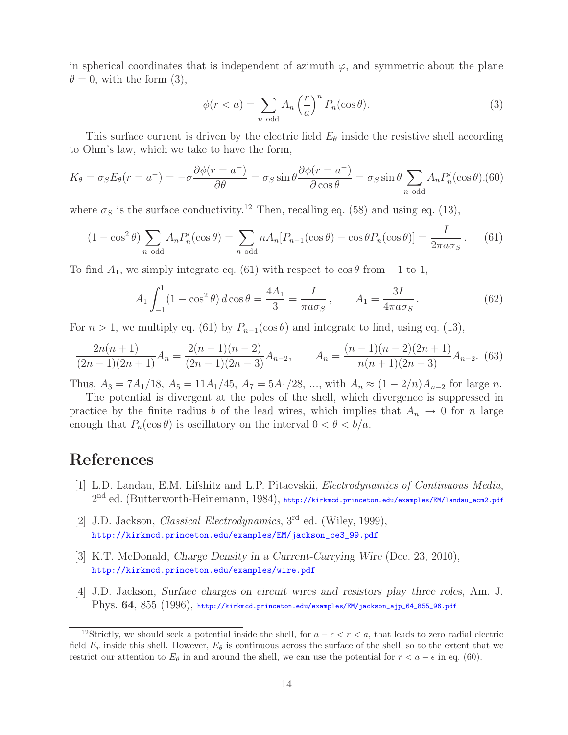in spherical coordinates that is independent of azimuth $\varphi$, and symmetric about the plane $\theta = 0$, with the form (3),

$$\phi(r < a) = \sum_{n \text{ odd}} A_n \left(\frac{r}{a}\right)^n P_n(\cos\theta). \tag{3}$$

This surface current is driven by the electric field $E_\theta$ inside the resistive shell according to Ohm's law, which we take to have the form,

$$K_\theta = \sigma_S E_\theta(r = a^-) = -\sigma \frac{\partial \phi(r = a^-)}{\partial \theta} = \sigma_S \sin\theta \frac{\partial \phi(r = a^-)}{\partial \cos\theta} = \sigma_S \sin\theta \sum_{n \text{ odd}} A_n P_n'(\cos\theta). \tag{60}$$

where $\sigma_S$ is the surface conductivity.[12] Then, recalling eq. (58) and using eq. (13),

$$(1 - \cos^2\theta) \sum_{n \text{ odd}} A_n P_n'(\cos\theta) = \sum_{n \text{ odd}} n A_n [P_{n-1}(\cos\theta) - \cos\theta P_n(\cos\theta)] = \frac{I}{2\pi a \sigma_S}. \tag{61}$$

To find $A_1$, we simply integrate eq. (61) with respect to $\cos\theta$ from $-1$ to 1,

$$A_1 \int_{-1}^{1} (1 - \cos^2\theta)\, d\cos\theta = \frac{4A_1}{3} = \frac{I}{\pi a \sigma_S}, \qquad A_1 = \frac{3I}{4\pi a \sigma_S}. \tag{62}$$

For $n > 1$, we multiply eq. (61) by $P_{n-1}(\cos\theta)$ and integrate to find, using eq. (13),

$$\frac{2n(n+1)}{(2n-1)(2n+1)} A_n = \frac{2(n-1)(n-2)}{(2n-1)(2n-3)} A_{n-2}, \qquad A_n = \frac{(n-1)(n-2)(2n+1)}{n(n+1)(2n-3)} A_{n-2}. \tag{63}$$

Thus, $A_3 = 7A_1/18$, $A_5 = 11A_1/45$, $A_7 = 5A_1/28$, ..., with $A_n \approx (1 - 2/n)A_{n-2}$ for large $n$.

The potential is divergent at the poles of the shell, which divergence is suppressed in practice by the finite radius $b$ of the lead wires, which implies that $A_n \to 0$ for $n$ large enough that $P_n(\cos\theta)$ is oscillatory on the interval $0 < \theta < b/a$.

# References

[1] L.D. Landau, E.M. Lifshitz and L.P. Pitaevskii, *Electrodynamics of Continuous Media*, 2nd ed. (Butterworth-Heinemann, 1984), http://kirkmcd.princeton.edu/examples/EM/landau_ecm2.pdf

[2] J.D. Jackson, *Classical Electrodynamics*, 3rd ed. (Wiley, 1999), http://kirkmcd.princeton.edu/examples/EM/jackson_ce3_99.pdf

[3] K.T. McDonald, *Charge Density in a Current-Carrying Wire* (Dec. 23, 2010), http://kirkmcd.princeton.edu/examples/wire.pdf

[4] J.D. Jackson, *Surface charges on circuit wires and resistors play three roles*, Am. J. Phys. **64**, 855 (1996), http://kirkmcd.princeton.edu/examples/EM/jackson_ajp_64_855_96.pdf

[12] Strictly, we should seek a potential inside the shell, for $a - \epsilon < r < a$, that leads to zero radial electric field $E_r$ inside this shell. However, $E_\theta$ is continuous across the surface of the shell, so to the extent that we restrict our attention to $E_\theta$ in and around the shell, we can use the potential for $r < a - \epsilon$ in eq. (60).